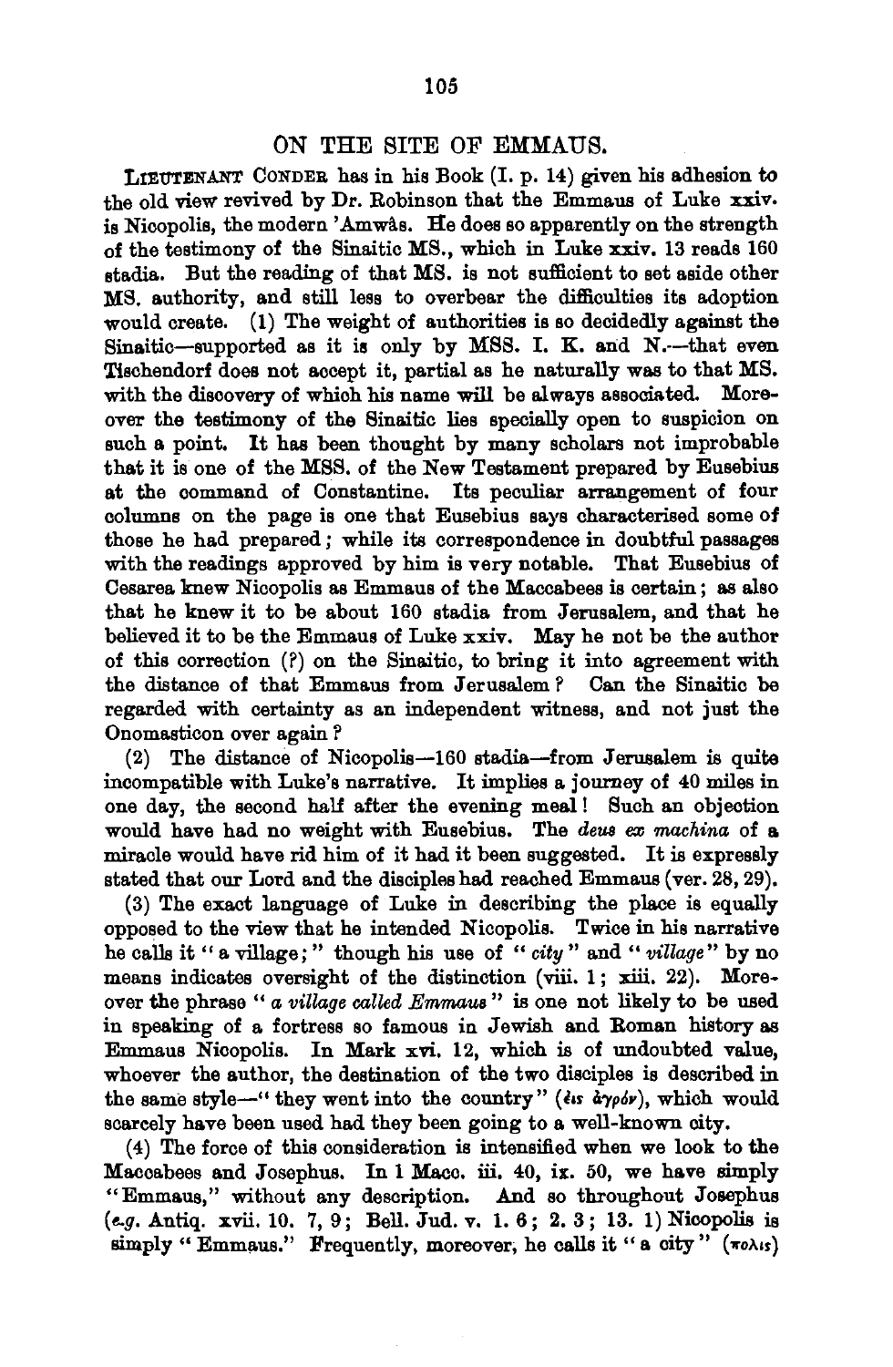## ON THE SITE OF EMMAUS.

LIEUTENANT CONDER has in his Book (I. p. 14) given his adhesion to the old view revived by Dr. Robinson that the Emmaus of Luke xxiv. is Nicopolis, the modern 'Amwâs. He does so apparently on the strength of the testimony of the Sinaitic MS., which in Luke xxiv. 13 reads 160 stadia. But the reading of that MS. is not sufficient to set aside other MS. authority, and still less to overbear the difficulties its adoption would create. (1) The weight of authorities is so decidedly against the Sinaitic—supported as it is only by MSS. I. K. and N.—that even Tischendorf does not accept it, partial as he naturally was to that MS. with the discovery of which his name will be always associated. Moreover the testimony of the Sinaitic lies specially open to suspicion on such a point. It has been thought by many scholars not improbable that it is one of the MSS. of the New Testament prepared by Eusebius at the command of Constantine. Its peculiar arrangement of four columns on the page is one that Eusebius says characterised some of those he had prepared; while its correspondence in doubtful passages with the readings approved by him is very notable. That Eusebius of Cesarea knew Nicopolis as Emmaus of the Maccabees is certain; as also that he knew it to be about 160 stadia from Jerusalem, and that he believed it to be the Emmaus of Luke xxiv. May he not be the author of this correction (?) on the Sinaitic, to bring it into agreement with the distance of that Emmaus from Jerusalem? Can the Sinaitic be regarded with certainty as an independent witness, and not just the Onomasticon over again?

(2) The distance of Nicopolis—160 stadia—from Jerusalem is quite incompatible with Luke's narrative. It implies a journey of 40 miles in one day, the second half after the evening meal! Such an objection would have had no weight with Eusebius. The *deus ex machina* of a miracle would have rid him of it had it been suggested. It is expressly stated that our Lord and the disciples had reached Emmaus (ver. 28, 29).

(3) The exact language of Luke in describing the place is equally opposed to the view that he intended Nicopolis. Twice in his narrative he calls it "a village;" though his use of "*city*" and "*village*" by no means indicates oversight of the distinction (viii. 1; xiii. 22). Moreover the phrase "*a village called Emmaus*" is one not likely to be used in speaking of a fortress so famous in Jewish and Roman history as Emmaus Nicopolis. In Mark xvi. 12, which is of undoubted value, whoever the author, the destination of the two disciples is described in the same style—"they went into the country" (εἰς ἀγρόν), which would scarcely have been used had they been going to a well-known city.

(4) The force of this consideration is intensified when we look to the Maccabees and Josephus. In 1 Macc. iii. 40, ix. 50, we have simply "Emmaus," without any description. And so throughout Josephus (*e.g.* Antiq. xvii. 10. 7, 9; Bell. Jud. v. 1. 6; 2. 3; 13. 1) Nicopolis is simply "Emmaus." Frequently, moreover, he calls it "a city" (πολις)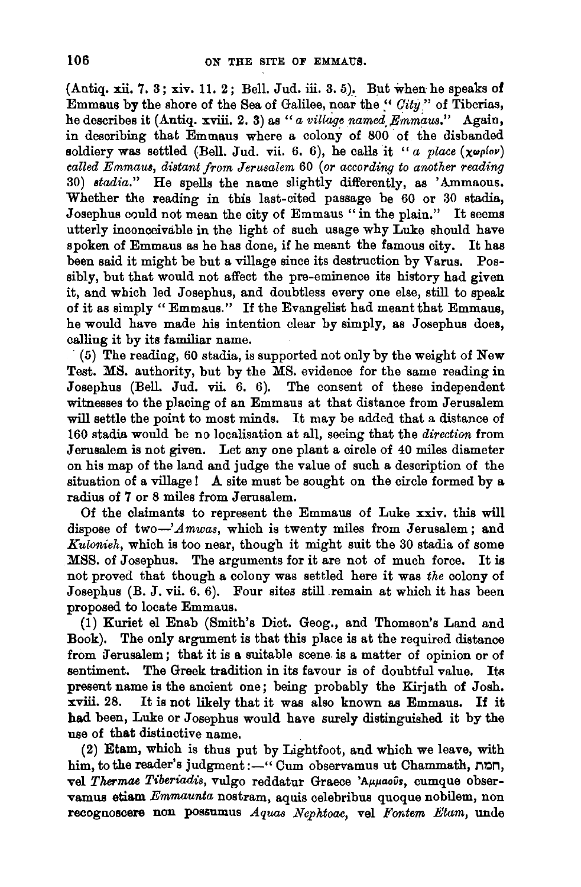(Antiq. xii. 7. 3; xiv. 11. 2; Bell. Jud. iii. 3. 5). But when he speaks of Emmaus by the shore of the Sea of Galilee, near the "*City*" of Tiberias, he describes it (Antiq. xviii. 2. 3) as "*a village named Emmaus.*" Again, in describing that Emmaus where a colony of 800 of the disbanded soldiery was settled (Bell. Jud. vii. 6. 6), he calls it "*a place* (χωρίον) *called Emmaus, distant from Jerusalem* 60 (*or according to another reading* 30) *stadia.*" He spells the name slightly differently, as 'Ammaous. Whether the reading in this last-cited passage be 60 or 30 stadia, Josephus could not mean the city of Emmaus "in the plain." It seems utterly inconceivable in the light of such usage why Luke should have spoken of Emmaus as he has done, if he meant the famous city. It has been said it might be but a village since its destruction by Varus. Possibly, but that would not affect the pre-eminence its history had given it, and which led Josephus, and doubtless every one else, still to speak of it as simply "Emmaus." If the Evangelist had meant that Emmaus, he would have made his intention clear by simply, as Josephus does, calling it by its familiar name.

(5) The reading, 60 stadia, is supported not only by the weight of New Test. MS. authority, but by the MS. evidence for the same reading in Josephus (Bell. Jud. vii. 6. 6). The consent of these independent witnesses to the placing of an Emmaus at that distance from Jerusalem will settle the point to most minds. It may be added that a distance of 160 stadia would be no localisation at all, seeing that the *direction* from Jerusalem is not given. Let any one plant a circle of 40 miles diameter on his map of the land and judge the value of such a description of the situation of a village! A site must be sought on the circle formed by a radius of 7 or 8 miles from Jerusalem.

Of the claimants to represent the Emmaus of Luke xxiv. this will dispose of two—'*Amwas*, which is twenty miles from Jerusalem; and *Kulonieh*, which is too near, though it might suit the 30 stadia of some MSS. of Josephus. The arguments for it are not of much force. It is not proved that though a colony was settled here it was *the* colony of Josephus (B. J. vii. 6. 6). Four sites still remain at which it has been proposed to locate Emmaus.

(1) Kuriet el Enab (Smith's Dict. Geog., and Thomson's Land and Book). The only argument is that this place is at the required distance from Jerusalem; that it is a suitable scene is a matter of opinion or of sentiment. The Greek tradition in its favour is of doubtful value. Its present name is the ancient one; being probably the Kirjath of Josh. xviii. 28. It is not likely that it was also known as Emmaus. If it had been, Luke or Josephus would have surely distinguished it by the use of that distinctive name.

(2) Etam, which is thus put by Lightfoot, and which we leave, with him, to the reader's judgment:—"Cum observamus ut Chammath, חמת, vel *Thermae Tiberiadis*, vulgo reddatur Graece 'Αμμαοῦς, cumque observamus etiam *Emmaunta* nostram, aquis celebribus quoque nobilem, non recognoscere non possumus *Aquas Nephtoae*, vel *Fontem Etam*, unde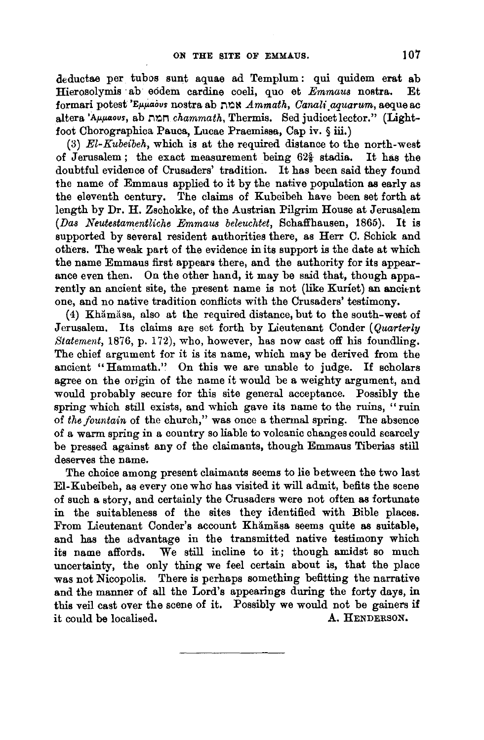deductae per tubos sunt aquae ad Templum: qui quidem erat ab Hierosolymis ab eodem cardine coeli, quo et *Emmaus* nostra. Et formari potest 'Εμμαοῦς nostra ab אמת *Ammath*, *Canali aquarum*, aeque ac altera 'Αμμαους, ab חמת *chammath*, Thermis. Sed judicet lector." (Lightfoot Chorographica Pauca, Lucae Praemissa, Cap iv. § iii.)

(3) *El-Kubeibeh*, which is at the required distance to the north-west of Jerusalem; the exact measurement being 62⅗ stadia. It has the doubtful evidence of Crusaders' tradition. It has been said they found the name of Emmaus applied to it by the native population as early as the eleventh century. The claims of Kubeibeh have been set forth at length by Dr. H. Zschokke, of the Austrian Pilgrim House at Jerusalem (*Das Neutestamentliche Emmaus beleuchtet*, Schaffhausen, 1865). It is supported by several resident authorities there, as Herr C. Schick and others. The weak part of the evidence in its support is the date at which the name Emmaus first appears there, and the authority for its appearance even then. On the other hand, it may be said that, though apparently an ancient site, the present name is not (like Kuriet) an ancient one, and no native tradition conflicts with the Crusaders' testimony.

(4) Khămăsa, also at the required distance, but to the south-west of Jerusalem. Its claims are set forth by Lieutenant Conder (*Quarterly Statement*, 1876, p. 172), who, however, has now cast off his foundling. The chief argument for it is its name, which may be derived from the ancient "Hammath." On this we are unable to judge. If scholars agree on the origin of the name it would be a weighty argument, and would probably secure for this site general acceptance. Possibly the spring which still exists, and which gave its name to the ruins, "ruin of *the fountain* of the church," was once a thermal spring. The absence of a warm spring in a country so liable to volcanic changes could scarcely be pressed against any of the claimants, though Emmaus Tiberias still deserves the name.

The choice among present claimants seems to lie between the two last El-Kubeibeh, as every one who has visited it will admit, befits the scene of such a story, and certainly the Crusaders were not often as fortunate in the suitableness of the sites they identified with Bible places. From Lieutenant Conder's account Khămăsa seems quite as suitable, and has the advantage in the transmitted native testimony which its name affords. We still incline to it; though amidst so much uncertainty, the only thing we feel certain about is, that the place was not Nicopolis. There is perhaps something befitting the narrative and the manner of all the Lord's appearings during the forty days, in this veil cast over the scene of it. Possibly we would not be gainers if it could be localised.

A. HENDERSON.